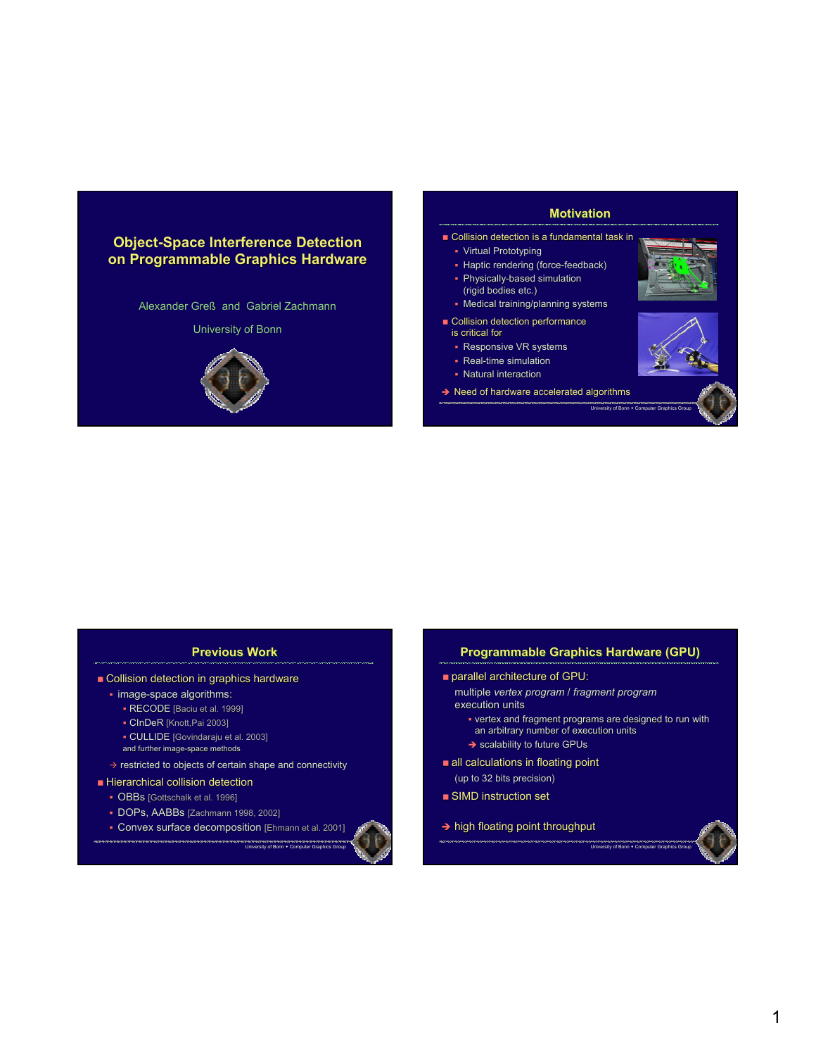# Object-Space Interference Detection on Programmable Graphics Hardware

Alexander Greß and Gabriel Zachmann

University of Bonn

## Motivation

- Collision detection is a fundamental task in
  - Virtual Prototyping
  - Haptic rendering (force-feedback)
  - Physically-based simulation (rigid bodies etc.)
  - Medical training/planning systems
- Collision detection performance is critical for
  - Responsive VR systems
  - Real-time simulation
  - Natural interaction

→ Need of hardware accelerated algorithms

## Previous Work

- Collision detection in graphics hardware
  - image-space algorithms:
    - RECODE [Baciu et al. 1999]
    - CInDeR [Knott,Pai 2003]
    - CULLIDE [Govindaraju et al. 2003]

    and further image-space methods

  → restricted to objects of certain shape and connectivity
- Hierarchical collision detection
  - OBBs [Gottschalk et al. 1996]
  - DOPs, AABBs [Zachmann 1998, 2002]
  - Convex surface decomposition [Ehmann et al. 2001]

## Programmable Graphics Hardware (GPU)

- parallel architecture of GPU:

  multiple *vertex program* / *fragment program* execution units
  - vertex and fragment programs are designed to run with an arbitrary number of execution units

  → scalability to future GPUs
- all calculations in floating point

  (up to 32 bits precision)
- SIMD instruction set

→ high floating point throughput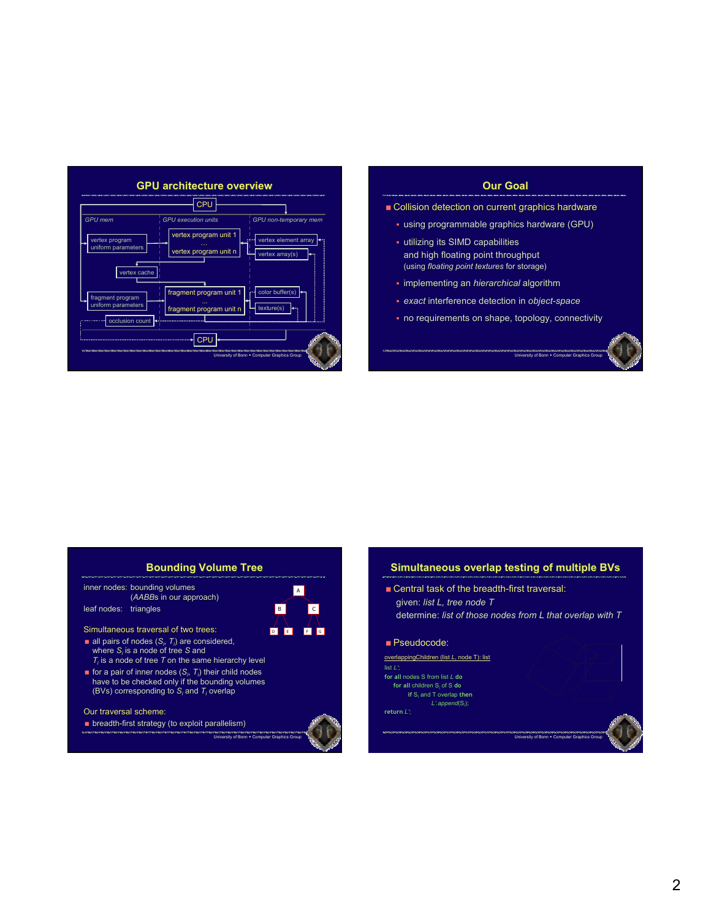## GPU architecture overview

CPU

GPU mem | GPU execution units | GPU non-temporary mem

- vertex program uniform parameters
- vertex program unit 1 … vertex program unit n
- vertex element array
- vertex array(s)
- vertex cache
- fragment program uniform parameters
- fragment program unit 1 … fragment program unit n
- color buffer(s)
- texture(s)
- occlusion count

CPU

## Our Goal

- Collision detection on current graphics hardware
  - using programmable graphics hardware (GPU)
  - utilizing its SIMD capabilities and high floating point throughput (using *floating point textures* for storage)
  - implementing an *hierarchical* algorithm
  - *exact* interference detection in *object-space*
  - no requirements on shape, topology, connectivity

## Bounding Volume Tree

inner nodes: bounding volumes (*AABB*s in our approach)
leaf nodes: triangles

Simultaneous traversal of two trees:

- all pairs of nodes ($S_i$, $T_i$) are considered, where $S_i$ is a node of tree *S* and $T_i$ is a node of tree *T* on the same hierarchy level
- for a pair of inner nodes ($S_i$, $T_i$) their child nodes have to be checked only if the bounding volumes (BVs) corresponding to $S_i$ and $T_i$ overlap

Our traversal scheme:

- breadth-first strategy (to exploit parallelism)

## Simultaneous overlap testing of multiple BVs

- Central task of the breadth-first traversal:
  given: *list L, tree node T*
  determine: *list of those nodes from L that overlap with T*
- Pseudocode:

```
overlappingChildren (list L, node T): list
list L';
for all nodes S from list L do
  for all children S_i of S do
      if S_i and T overlap then
          L'.append(S_i);
return L';
```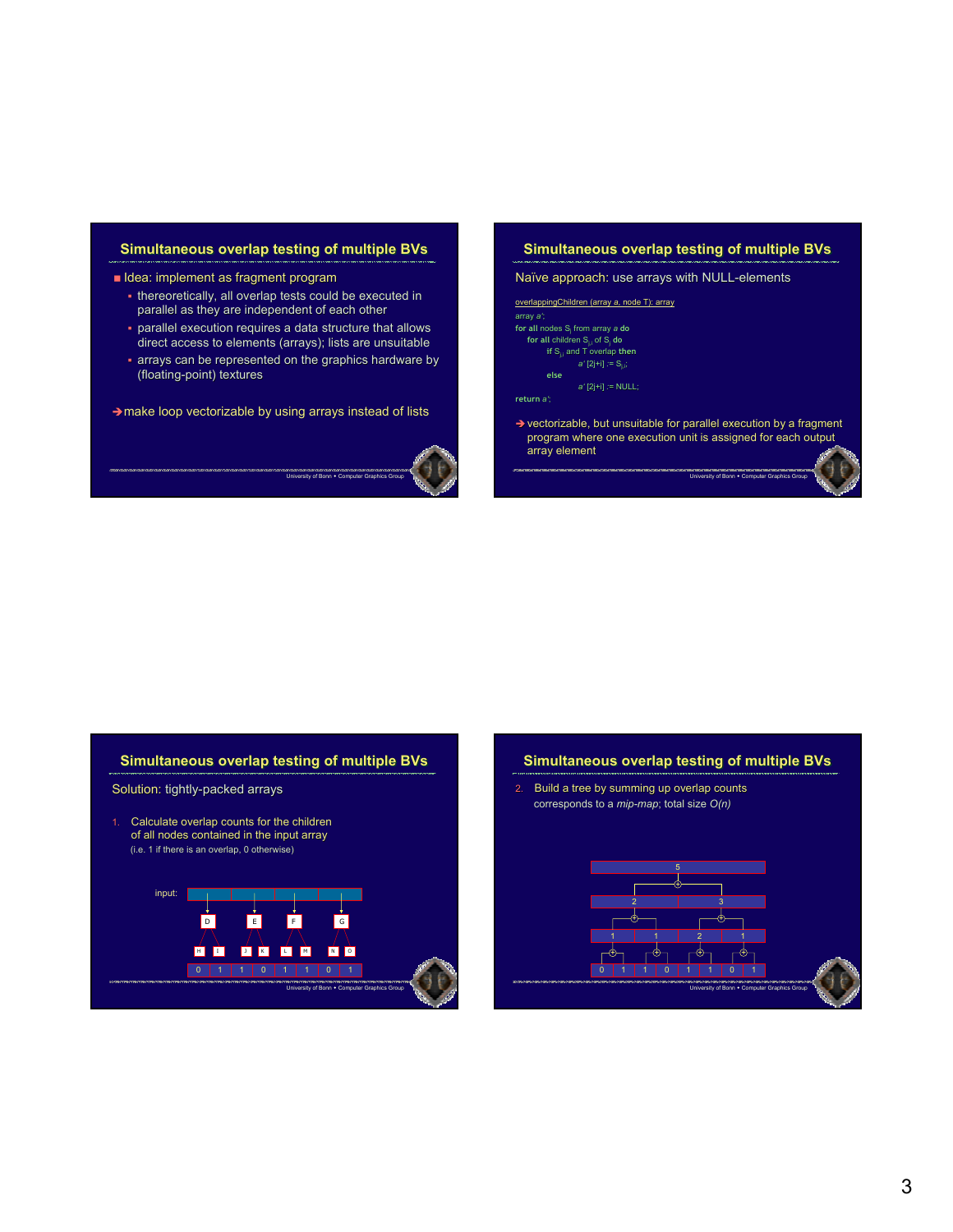## Simultaneous overlap testing of multiple BVs

- Idea: implement as fragment program
  - thereoretically, all overlap tests could be executed in parallel as they are independent of each other
  - parallel execution requires a data structure that allows direct access to elements (arrays); lists are unsuitable
  - arrays can be represented on the graphics hardware by (floating-point) textures

➔ make loop vectorizable by using arrays instead of lists

## Simultaneous overlap testing of multiple BVs

Naïve approach: use arrays with NULL-elements

```
overlappingChildren (array a, node T): array
array a';
for all nodes S_i from array a do
    for all children S_ji of S_i do
        if S_ji and T overlap then
                a' [2j+i] := S_ji;
        else
                a' [2j+i] := NULL;
return a';
```

➔ vectorizable, but unsuitable for parallel execution by a fragment program where one execution unit is assigned for each output array element

## Simultaneous overlap testing of multiple BVs

Solution: tightly-packed arrays

1. Calculate overlap counts for the children of all nodes contained in the input array (i.e. 1 if there is an overlap, 0 otherwise)

input: D E F G → H I J K L M N O → 0 1 1 0 1 1 0 1

## Simultaneous overlap testing of multiple BVs

2. Build a tree by summing up overlap counts corresponds to a *mip-map*; total size *O(n)*

5
2 3
1 1 2 1
0 1 1 0 1 1 0 1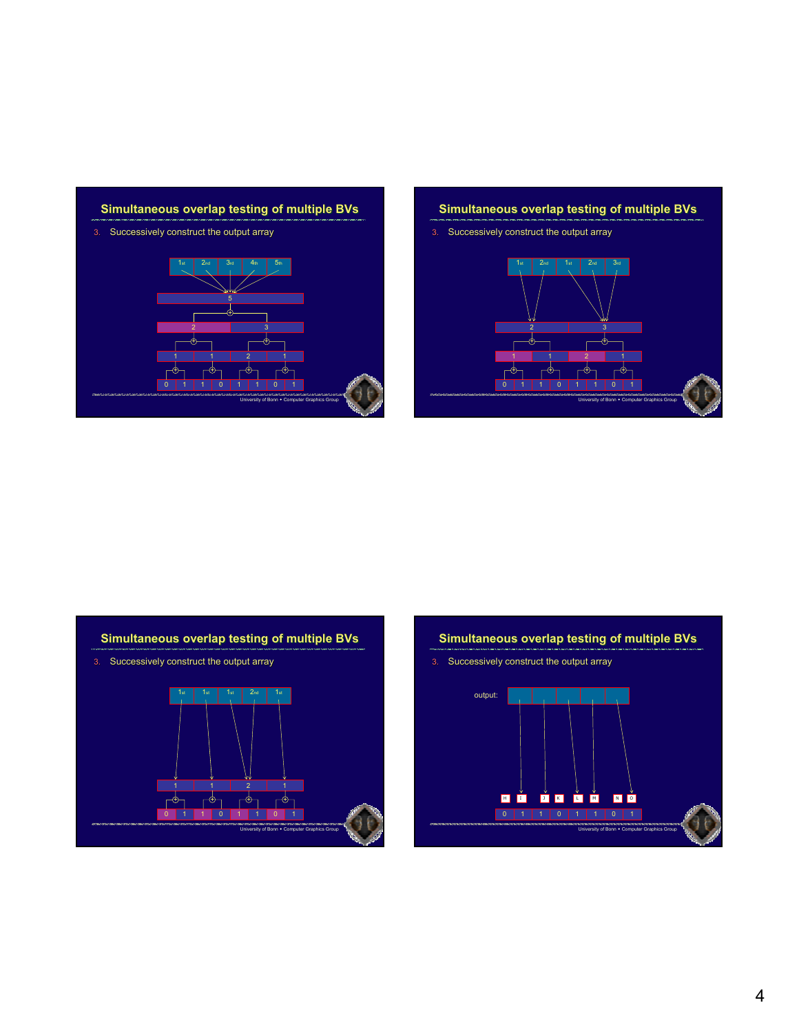## Simultaneous overlap testing of multiple BVs

3. Successively construct the output array

1st 2nd 3rd 4th 5th

5

2 3

1 1 2 1

0 1 1 0 1 1 0 1

University of Bonn • Computer Graphics Group

## Simultaneous overlap testing of multiple BVs

3. Successively construct the output array

1st 2nd 1st 2nd 3rd

2 3

1 1 2 1

0 1 1 0 1 1 0 1

University of Bonn • Computer Graphics Group

## Simultaneous overlap testing of multiple BVs

3. Successively construct the output array

1st 1st 1st 2nd 1st

1 1 2 1

0 1 1 0 1 1 0 1

University of Bonn • Computer Graphics Group

## Simultaneous overlap testing of multiple BVs

3. Successively construct the output array

output:

H I J K L M N O

0 1 1 0 1 1 0 1

University of Bonn • Computer Graphics Group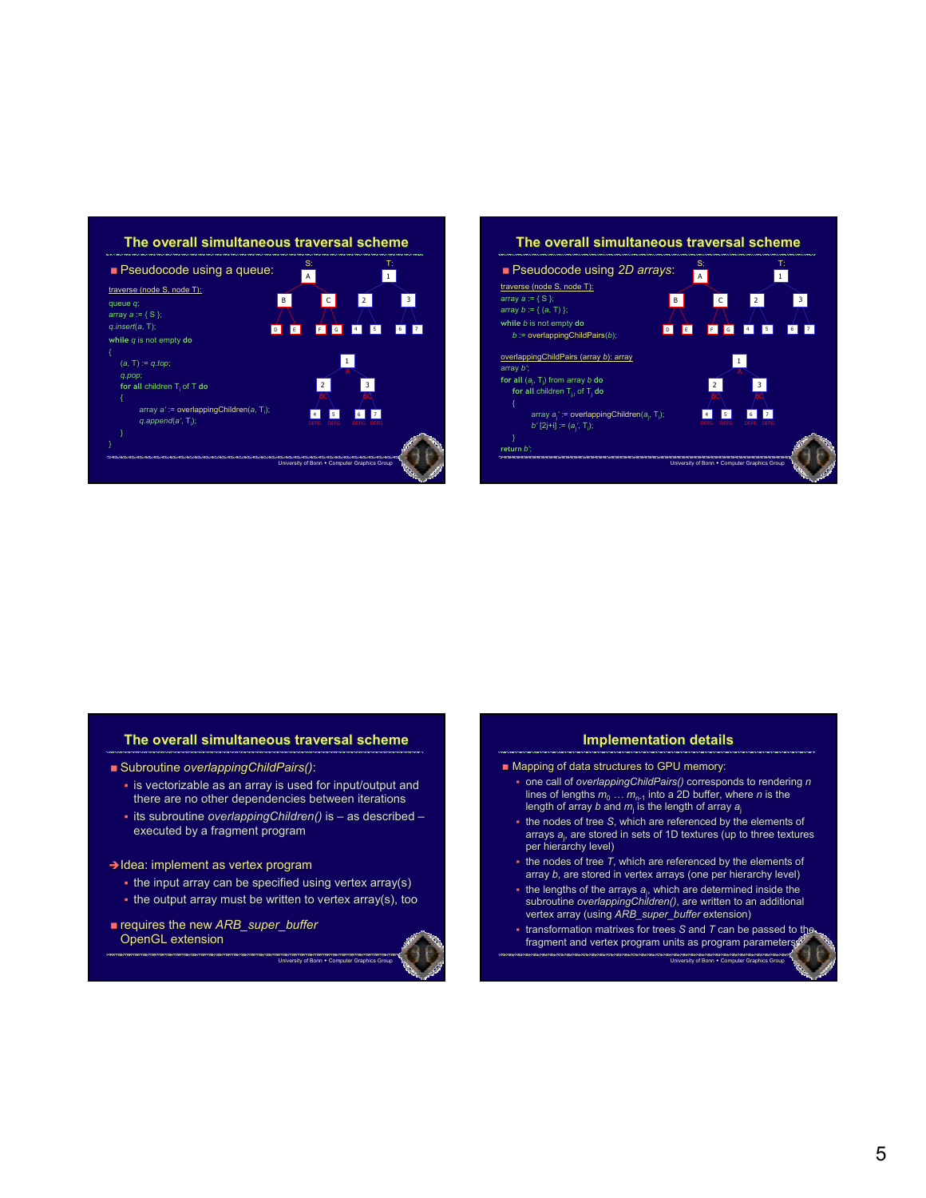## The overall simultaneous traversal scheme

- Pseudocode using a queue:

```
traverse (node S, node T):
queue q;
array a := { S };
q.insert(a, T);
while q is not empty do
{
    (a, T) := q.top;
    q.pop;
    for all children T_i of T do
    {
        array a' := overlappingChildren(a, T_i);
        q.append(a', T_i);
    }
}
```

## The overall simultaneous traversal scheme

- Pseudocode using *2D arrays*:

```
traverse (node S, node T):
array a := { S };
array b := { (a, T) };
while b is not empty do
    b := overlappingChildPairs(b);

overlappingChildPairs (array b): array
array b';
for all (a_j, T_j) from array b do
    for all children T_ji of T_j do
    {
        array a_j' := overlappingChildren(a_j, T_i);
        b'[2j+i] := (a_j', T_i);
    }
return b';
```

## The overall simultaneous traversal scheme

- Subroutine *overlappingChildPairs()*:
  - is vectorizable as an array is used for input/output and there are no other dependencies between iterations
  - its subroutine *overlappingChildren()* is – as described – executed by a fragment program

➔ Idea: implement as vertex program
  - the input array can be specified using vertex array(s)
  - the output array must be written to vertex array(s), too

- requires the new *ARB_super_buffer* OpenGL extension

## Implementation details

- Mapping of data structures to GPU memory:
  - one call of *overlappingChildPairs()* corresponds to rendering $n$ lines of lengths $m_0 \ldots m_{n-1}$ into a 2D buffer, where $n$ is the length of array $b$ and $m_j$ is the length of array $a_j$
  - the nodes of tree $S$, which are referenced by the elements of arrays $a_j$, are stored in sets of 1D textures (up to three textures per hierarchy level)
  - the nodes of tree $T$, which are referenced by the elements of array $b$, are stored in vertex arrays (one per hierarchy level)
  - the lengths of the arrays $a_j$, which are determined inside the subroutine *overlappingChildren()*, are written to an additional vertex array (using *ARB_super_buffer* extension)
  - transformation matrixes for trees $S$ and $T$ can be passed to the fragment and vertex program units as program parameters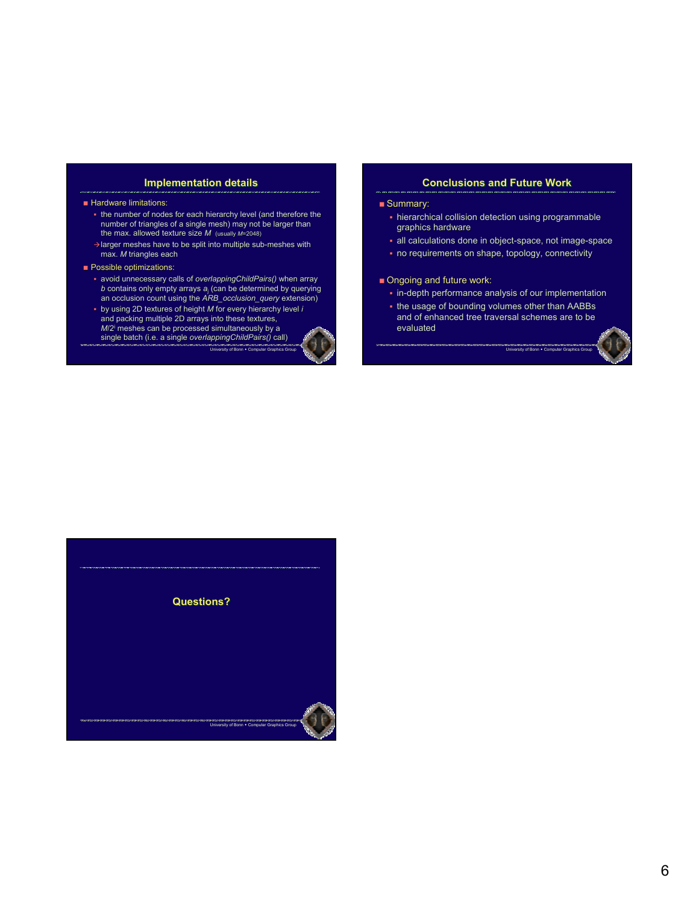## Implementation details

- Hardware limitations:
  - the number of nodes for each hierarchy level (and therefore the number of triangles of a single mesh) may not be larger than the max. allowed texture size *M* (usually $M$=2048)
  - → larger meshes have to be split into multiple sub-meshes with max. *M* triangles each
- Possible optimizations:
  - avoid unnecessary calls of *overlappingChildPairs()* when array *b* contains only empty arrays $a_i$ (can be determined by querying an occlusion count using the *ARB_occlusion_query* extension)
  - by using 2D textures of height *M* for every hierarchy level *i* and packing multiple 2D arrays into these textures, $M/2^i$ meshes can be processed simultaneously by a single batch (i.e. a single *overlappingChildPairs()* call)

## Conclusions and Future Work

- Summary:
  - hierarchical collision detection using programmable graphics hardware
  - all calculations done in object-space, not image-space
  - no requirements on shape, topology, connectivity
- Ongoing and future work:
  - in-depth performance analysis of our implementation
  - the usage of bounding volumes other than AABBs and of enhanced tree traversal schemes are to be evaluated

## Questions?